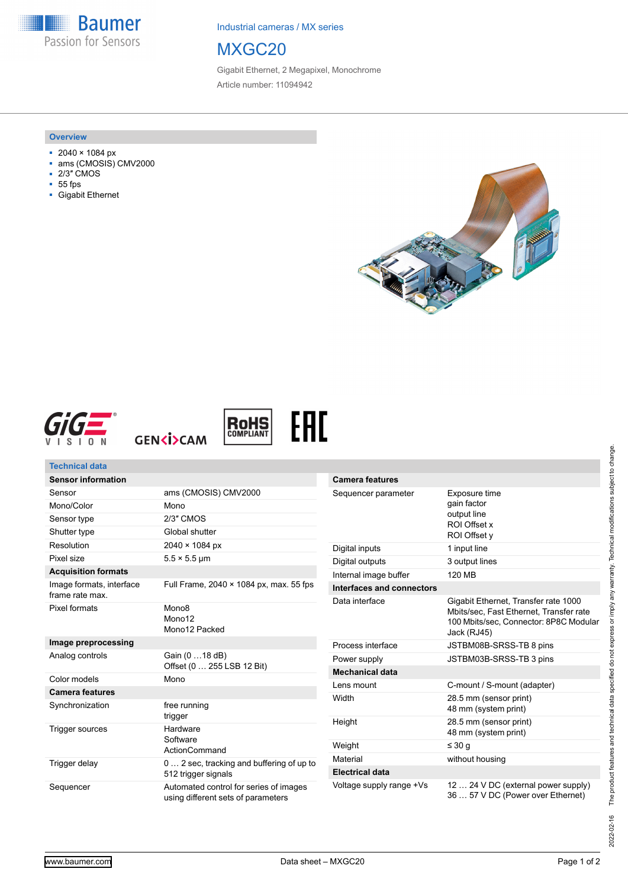Industrial cameras / MX series

# MXGC20

Gigabit Ethernet, 2 Megapixel, Monochrome

Article number: 11094942

## Overview

- 2040 × 1084 px
- ams (CMOSIS) CMV2000
- 2/3″ CMOS
- 55 fps
- Gigabit Ethernet

## Technical data

| Sensor information | |
|---|---|
| Sensor | ams (CMOSIS) CMV2000 |
| Mono/Color | Mono |
| Sensor type | 2/3″ CMOS |
| Shutter type | Global shutter |
| Resolution | 2040 × 1084 px |
| Pixel size | 5.5 × 5.5 µm |
| **Acquisition formats** | |
| Image formats, interface frame rate max. | Full Frame, 2040 × 1084 px, max. 55 fps |
| Pixel formats | Mono8<br>Mono12<br>Mono12 Packed |
| **Image preprocessing** | |
| Analog controls | Gain (0 …18 dB)<br>Offset (0 … 255 LSB 12 Bit) |
| Color models | Mono |
| **Camera features** | |
| Synchronization | free running<br>trigger |
| Trigger sources | Hardware<br>Software<br>ActionCommand |
| Trigger delay | 0 … 2 sec, tracking and buffering of up to 512 trigger signals |
| Sequencer | Automated control for series of images using different sets of parameters |

| Camera features | |
|---|---|
| Sequencer parameter | Exposure time<br>gain factor<br>output line<br>ROI Offset x<br>ROI Offset y |
| Digital inputs | 1 input line |
| Digital outputs | 3 output lines |
| Internal image buffer | 120 MB |
| **Interfaces and connectors** | |
| Data interface | Gigabit Ethernet, Transfer rate 1000 Mbits/sec, Fast Ethernet, Transfer rate 100 Mbits/sec, Connector: 8P8C Modular Jack (RJ45) |
| Process interface | JSTBM08B-SRSS-TB 8 pins |
| Power supply | JSTBM03B-SRSS-TB 3 pins |
| **Mechanical data** | |
| Lens mount | C-mount / S-mount (adapter) |
| Width | 28.5 mm (sensor print)<br>48 mm (system print) |
| Height | 28.5 mm (sensor print)<br>48 mm (system print) |
| Weight | ≤ 30 g |
| Material | without housing |
| **Electrical data** | |
| Voltage supply range +Vs | 12 … 24 V DC (external power supply)<br>36 … 57 V DC (Power over Ethernet) |

2022-02-16 The product features and technical data specified do not express or imply any warranty. Technical modifications subject to change.

www.baumer.com

Data sheet – MXGC20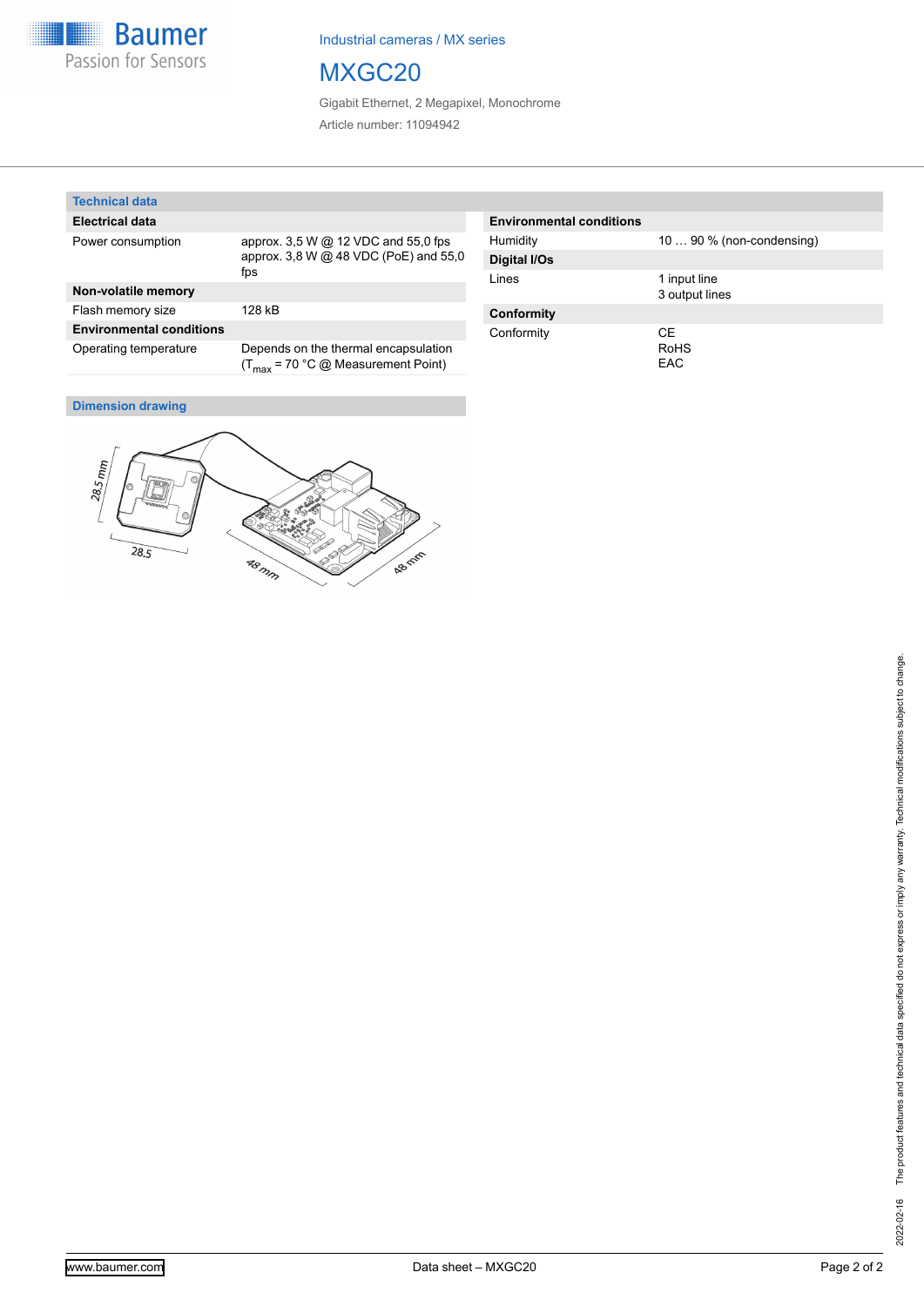Industrial cameras / MX series

# MXGC20

Gigabit Ethernet, 2 Megapixel, Monochrome

Article number: 11094942

## Technical data

| | |
|---|---|
| **Electrical data** | |
| Power consumption | approx. 3,5 W @ 12 VDC and 55,0 fps<br>approx. 3,8 W @ 48 VDC (PoE) and 55,0 fps |
| **Non-volatile memory** | |
| Flash memory size | 128 kB |
| **Environmental conditions** | |
| Operating temperature | Depends on the thermal encapsulation ($T_{max}$ = 70 °C @ Measurement Point) |

| | |
|---|---|
| **Environmental conditions** | |
| Humidity | 10 … 90 % (non-condensing) |
| **Digital I/Os** | |
| Lines | 1 input line<br>3 output lines |
| **Conformity** | |
| Conformity | CE<br>RoHS<br>EAC |

## Dimension drawing

28.5 mm

28.5

48 mm

48 mm

2022-02-16 The product features and technical data specified do not express or imply any warranty. Technical modifications subject to change.

www.baumer.com Data sheet – MXGC20